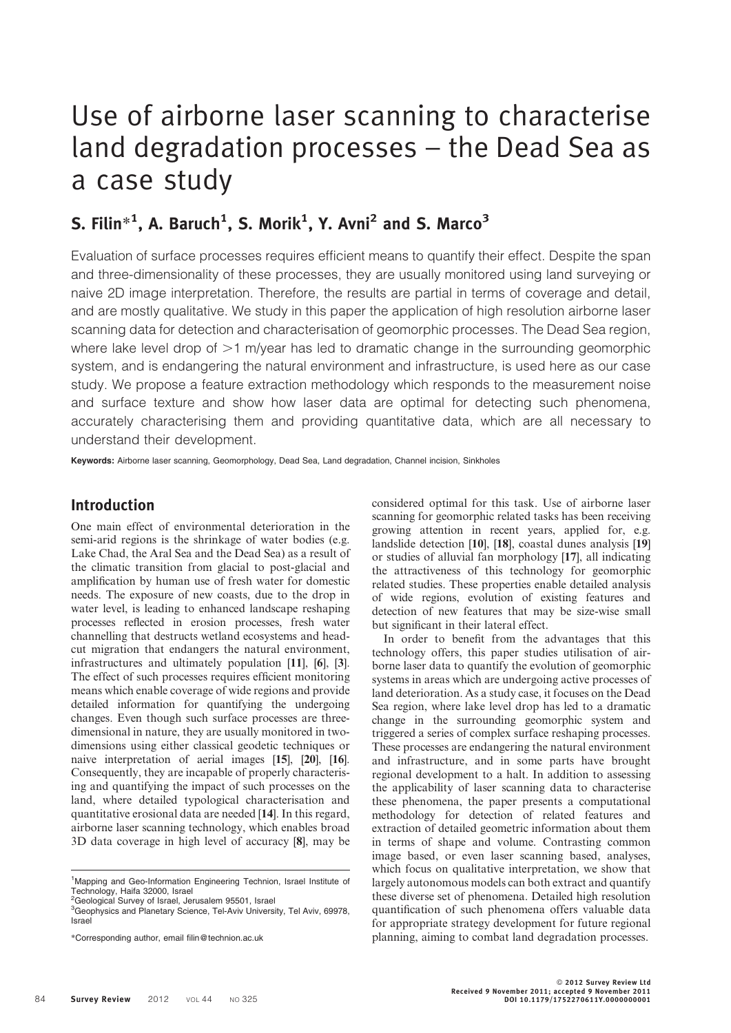# Use of airborne laser scanning to characterise land degradation processes – the Dead Sea as a case study

## S. Filin*[1], A. Baruch[1], S. Morik[1], Y. Avni[2] and S. Marco[3]

Evaluation of surface processes requires efficient means to quantify their effect. Despite the span and three-dimensionality of these processes, they are usually monitored using land surveying or naive 2D image interpretation. Therefore, the results are partial in terms of coverage and detail, and are mostly qualitative. We study in this paper the application of high resolution airborne laser scanning data for detection and characterisation of geomorphic processes. The Dead Sea region, where lake level drop of >1 m/year has led to dramatic change in the surrounding geomorphic system, and is endangering the natural environment and infrastructure, is used here as our case study. We propose a feature extraction methodology which responds to the measurement noise and surface texture and show how laser data are optimal for detecting such phenomena, accurately characterising them and providing quantitative data, which are all necessary to understand their development.

**Keywords:** Airborne laser scanning, Geomorphology, Dead Sea, Land degradation, Channel incision, Sinkholes

## Introduction

One main effect of environmental deterioration in the semi-arid regions is the shrinkage of water bodies (e.g. Lake Chad, the Aral Sea and the Dead Sea) as a result of the climatic transition from glacial to post-glacial and amplification by human use of fresh water for domestic needs. The exposure of new coasts, due to the drop in water level, is leading to enhanced landscape reshaping processes reflected in erosion processes, fresh water channelling that destructs wetland ecosystems and head-cut migration that endangers the natural environment, infrastructures and ultimately population [**11**], [**6**], [**3**]. The effect of such processes requires efficient monitoring means which enable coverage of wide regions and provide detailed information for quantifying the undergoing changes. Even though such surface processes are three-dimensional in nature, they are usually monitored in two-dimensions using either classical geodetic techniques or naive interpretation of aerial images [**15**], [**20**], [**16**]. Consequently, they are incapable of properly characterising and quantifying the impact of such processes on the land, where detailed typological characterisation and quantitative erosional data are needed [**14**]. In this regard, airborne laser scanning technology, which enables broad 3D data coverage in high level of accuracy [**8**], may be considered optimal for this task. Use of airborne laser scanning for geomorphic related tasks has been receiving growing attention in recent years, applied for, e.g. landslide detection [**10**], [**18**], coastal dunes analysis [**19**] or studies of alluvial fan morphology [**17**], all indicating the attractiveness of this technology for geomorphic related studies. These properties enable detailed analysis of wide regions, evolution of existing features and detection of new features that may be size-wise small but significant in their lateral effect.

In order to benefit from the advantages that this technology offers, this paper studies utilisation of airborne laser data to quantify the evolution of geomorphic systems in areas which are undergoing active processes of land deterioration. As a study case, it focuses on the Dead Sea region, where lake level drop has led to a dramatic change in the surrounding geomorphic system and triggered a series of complex surface reshaping processes. These processes are endangering the natural environment and infrastructure, and in some parts have brought regional development to a halt. In addition to assessing the applicability of laser scanning data to characterise these phenomena, the paper presents a computational methodology for detection of related features and extraction of detailed geometric information about them in terms of shape and volume. Contrasting common image based, or even laser scanning based, analyses, which focus on qualitative interpretation, we show that largely autonomous models can both extract and quantify these diverse set of phenomena. Detailed high resolution quantification of such phenomena offers valuable data for appropriate strategy development for future regional planning, aiming to combat land degradation processes.

[1]Mapping and Geo-Information Engineering Technion, Israel Institute of Technology, Haifa 32000, Israel
[2]Geological Survey of Israel, Jerusalem 95501, Israel
[3]Geophysics and Planetary Science, Tel-Aviv University, Tel Aviv, 69978, Israel

*Corresponding author, email filin@technion.ac.uk

© 2012 Survey Review Ltd
Received 9 November 2011; accepted 9 November 2011
DOI 10.1179/1752270611Y.0000000001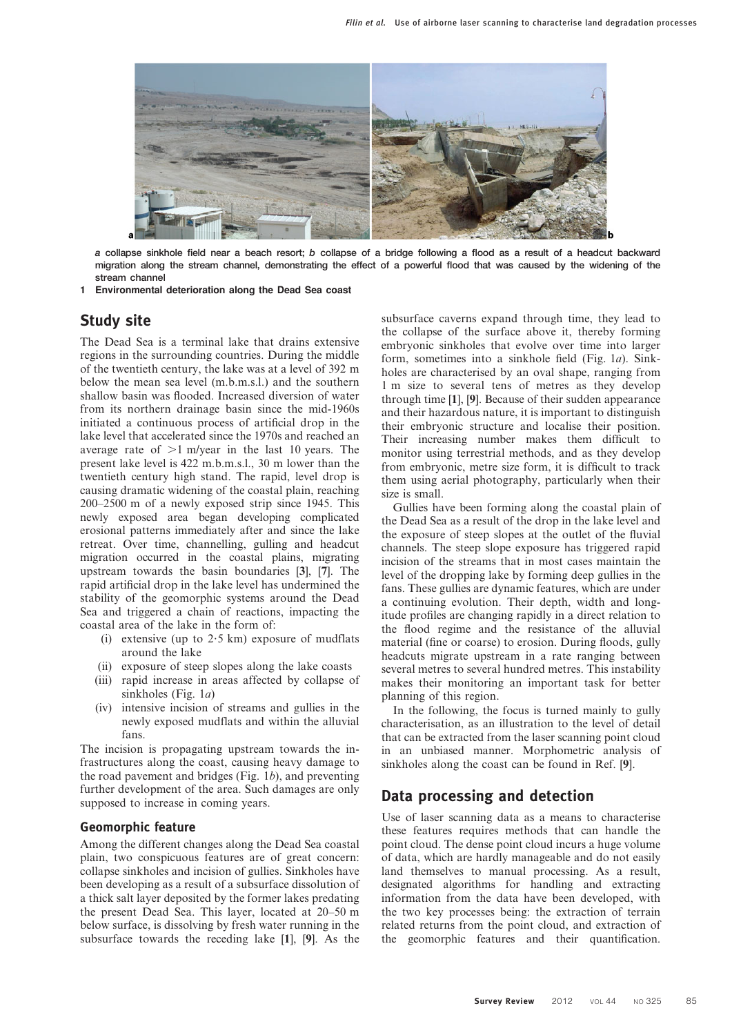*a* collapse sinkhole field near a beach resort; *b* collapse of a bridge following a flood as a result of a headcut backward migration along the stream channel, demonstrating the effect of a powerful flood that was caused by the widening of the stream channel

**1 Environmental deterioration along the Dead Sea coast**

## Study site

The Dead Sea is a terminal lake that drains extensive regions in the surrounding countries. During the middle of the twentieth century, the lake was at a level of 392 m below the mean sea level (m.b.m.s.l.) and the southern shallow basin was flooded. Increased diversion of water from its northern drainage basin since the mid-1960s initiated a continuous process of artificial drop in the lake level that accelerated since the 1970s and reached an average rate of >1 m/year in the last 10 years. The present lake level is 422 m.b.m.s.l., 30 m lower than the twentieth century high stand. The rapid, level drop is causing dramatic widening of the coastal plain, reaching 200–2500 m of a newly exposed strip since 1945. This newly exposed area began developing complicated erosional patterns immediately after and since the lake retreat. Over time, channelling, gulling and headcut migration occurred in the coastal plains, migrating upstream towards the basin boundaries [**3**], [**7**]. The rapid artificial drop in the lake level has undermined the stability of the geomorphic systems around the Dead Sea and triggered a chain of reactions, impacting the coastal area of the lake in the form of:

- (i) extensive (up to 2·5 km) exposure of mudflats around the lake
- (ii) exposure of steep slopes along the lake coasts
- (iii) rapid increase in areas affected by collapse of sinkholes (Fig. 1*a*)
- (iv) intensive incision of streams and gullies in the newly exposed mudflats and within the alluvial fans.

The incision is propagating upstream towards the infrastructures along the coast, causing heavy damage to the road pavement and bridges (Fig. 1*b*), and preventing further development of the area. Such damages are only supposed to increase in coming years.

### Geomorphic feature

Among the different changes along the Dead Sea coastal plain, two conspicuous features are of great concern: collapse sinkholes and incision of gullies. Sinkholes have been developing as a result of a subsurface dissolution of a thick salt layer deposited by the former lakes predating the present Dead Sea. This layer, located at 20–50 m below surface, is dissolving by fresh water running in the subsurface towards the receding lake [**1**], [**9**]. As the subsurface caverns expand through time, they lead to the collapse of the surface above it, thereby forming embryonic sinkholes that evolve over time into larger form, sometimes into a sinkhole field (Fig. 1*a*). Sinkholes are characterised by an oval shape, ranging from 1 m size to several tens of metres as they develop through time [**1**], [**9**]. Because of their sudden appearance and their hazardous nature, it is important to distinguish their embryonic structure and localise their position. Their increasing number makes them difficult to monitor using terrestrial methods, and as they develop from embryonic, metre size form, it is difficult to track them using aerial photography, particularly when their size is small.

Gullies have been forming along the coastal plain of the Dead Sea as a result of the drop in the lake level and the exposure of steep slopes at the outlet of the fluvial channels. The steep slope exposure has triggered rapid incision of the streams that in most cases maintain the level of the dropping lake by forming deep gullies in the fans. These gullies are dynamic features, which are under a continuing evolution. Their depth, width and longitude profiles are changing rapidly in a direct relation to the flood regime and the resistance of the alluvial material (fine or coarse) to erosion. During floods, gully headcuts migrate upstream in a rate ranging between several metres to several hundred metres. This instability makes their monitoring an important task for better planning of this region.

In the following, the focus is turned mainly to gully characterisation, as an illustration to the level of detail that can be extracted from the laser scanning point cloud in an unbiased manner. Morphometric analysis of sinkholes along the coast can be found in Ref. [**9**].

## Data processing and detection

Use of laser scanning data as a means to characterise these features requires methods that can handle the point cloud. The dense point cloud incurs a huge volume of data, which are hardly manageable and do not easily land themselves to manual processing. As a result, designated algorithms for handling and extracting information from the data have been developed, with the two key processes being: the extraction of terrain related returns from the point cloud, and extraction of the geomorphic features and their quantification.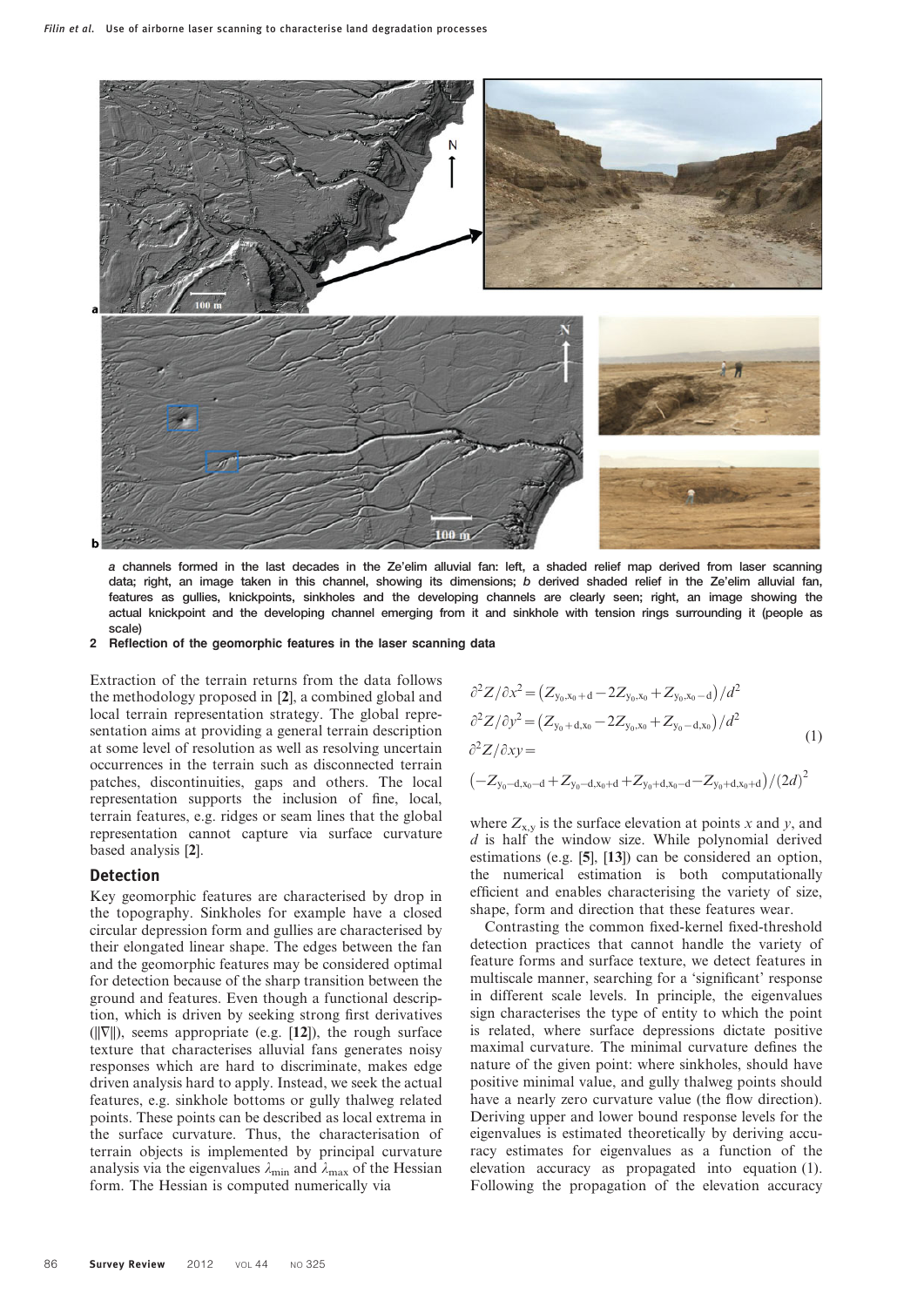*a* channels formed in the last decades in the Ze'elim alluvial fan: left, a shaded relief map derived from laser scanning data; right, an image taken in this channel, showing its dimensions; *b* derived shaded relief in the Ze'elim alluvial fan, features as gullies, knickpoints, sinkholes and the developing channels are clearly seen; right, an image showing the actual knickpoint and the developing channel emerging from it and sinkhole with tension rings surrounding it (people as scale)

**2 Reflection of the geomorphic features in the laser scanning data**

Extraction of the terrain returns from the data follows the methodology proposed in [2], a combined global and local terrain representation strategy. The global representation aims at providing a general terrain description at some level of resolution as well as resolving uncertain occurrences in the terrain such as disconnected terrain patches, discontinuities, gaps and others. The local representation supports the inclusion of fine, local, terrain features, e.g. ridges or seam lines that the global representation cannot capture via surface curvature based analysis [2].

## Detection

Key geomorphic features are characterised by drop in the topography. Sinkholes for example have a closed circular depression form and gullies are characterised by their elongated linear shape. The edges between the fan and the geomorphic features may be considered optimal for detection because of the sharp transition between the ground and features. Even though a functional description, which is driven by seeking strong first derivatives ($\|\nabla\|$), seems appropriate (e.g. [12]), the rough surface texture that characterises alluvial fans generates noisy responses which are hard to discriminate, makes edge driven analysis hard to apply. Instead, we seek the actual features, e.g. sinkhole bottoms or gully thalweg related points. These points can be described as local extrema in the surface curvature. Thus, the characterisation of terrain objects is implemented by principal curvature analysis via the eigenvalues $\lambda_{\min}$ and $\lambda_{\max}$ of the Hessian form. The Hessian is computed numerically via

$$
\begin{aligned}
\partial^2 Z/\partial x^2 &= \left(Z_{y_0,x_0+d} - 2Z_{y_0,x_0} + Z_{y_0,x_0-d}\right)/d^2 \\
\partial^2 Z/\partial y^2 &= \left(Z_{y_0+d,x_0} - 2Z_{y_0,x_0} + Z_{y_0-d,x_0}\right)/d^2 \\
\partial^2 Z/\partial xy &= \\
&\left(-Z_{y_0-d,x_0-d} + Z_{y_0-d,x_0+d} + Z_{y_0+d,x_0-d} - Z_{y_0+d,x_0+d}\right)/(2d)^2
\end{aligned}
\tag{1}
$$

where $Z_{x,y}$ is the surface elevation at points $x$ and $y$, and $d$ is half the window size. While polynomial derived estimations (e.g. [5], [13]) can be considered an option, the numerical estimation is both computationally efficient and enables characterising the variety of size, shape, form and direction that these features wear.

Contrasting the common fixed-kernel fixed-threshold detection practices that cannot handle the variety of feature forms and surface texture, we detect features in multiscale manner, searching for a 'significant' response in different scale levels. In principle, the eigenvalues sign characterises the type of entity to which the point is related, where surface depressions dictate positive maximal curvature. The minimal curvature defines the nature of the given point: where sinkholes, should have positive minimal value, and gully thalweg points should have a nearly zero curvature value (the flow direction). Deriving upper and lower bound response levels for the eigenvalues is estimated theoretically by deriving accuracy estimates for eigenvalues as a function of the elevation accuracy as propagated into equation (1). Following the propagation of the elevation accuracy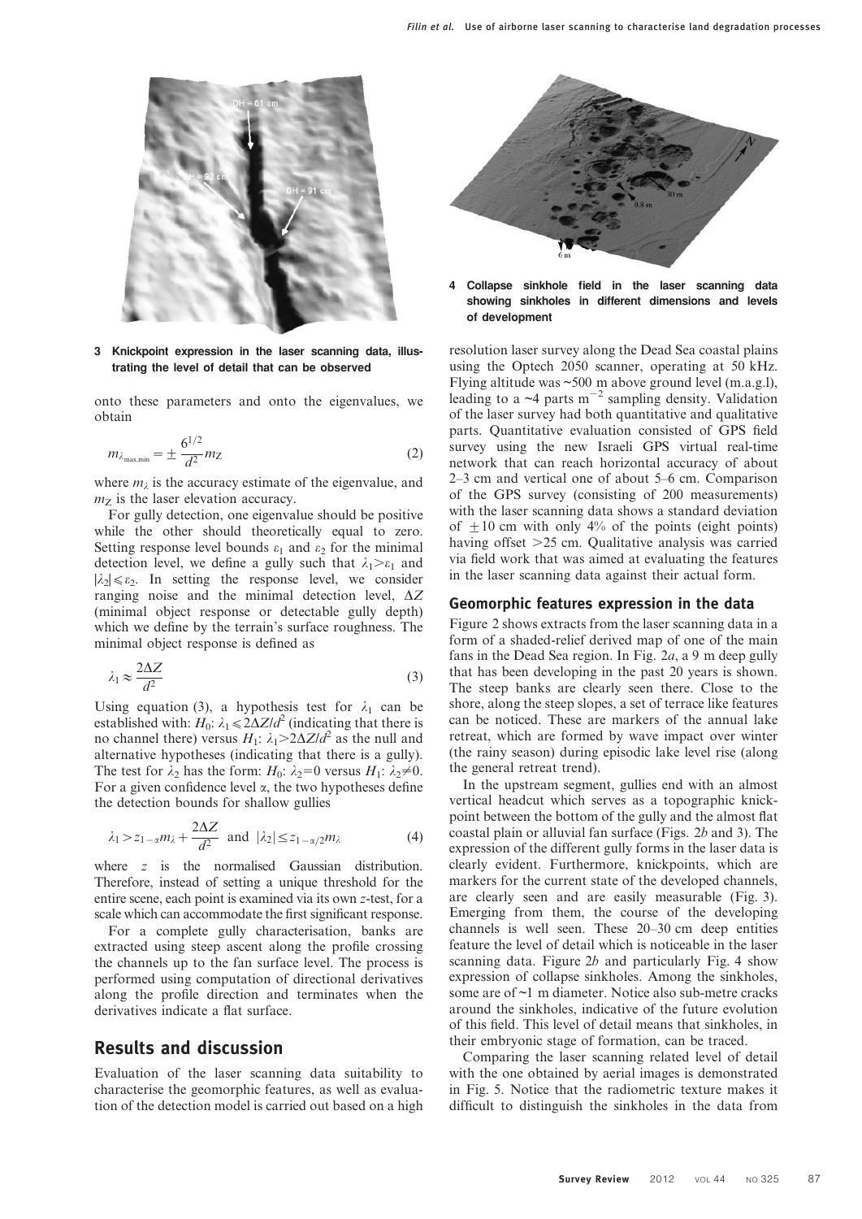3 Knickpoint expression in the laser scanning data, illustrating the level of detail that can be observed

4 Collapse sinkhole field in the laser scanning data showing sinkholes in different dimensions and levels of development

onto these parameters and onto the eigenvalues, we obtain

$$m_{\lambda_{\max,\min}} = \pm \frac{6^{1/2}}{d^2} m_Z \tag{2}$$

where $m_\lambda$ is the accuracy estimate of the eigenvalue, and $m_Z$ is the laser elevation accuracy.

For gully detection, one eigenvalue should be positive while the other should theoretically equal to zero. Setting response level bounds $\varepsilon_1$ and $\varepsilon_2$ for the minimal detection level, we define a gully such that $\lambda_1 > \varepsilon_1$ and $|\lambda_2| \leqslant \varepsilon_2$. In setting the response level, we consider ranging noise and the minimal detection level, $\Delta Z$ (minimal object response or detectable gully depth) which we define by the terrain's surface roughness. The minimal object response is defined as

$$\lambda_1 \approx \frac{2\Delta Z}{d^2} \tag{3}$$

Using equation (3), a hypothesis test for $\lambda_1$ can be established with: $H_0$: $\lambda_1 \leqslant 2\Delta Z/d^2$ (indicating that there is no channel there) versus $H_1$: $\lambda_1 > 2\Delta Z/d^2$ as the null and alternative hypotheses (indicating that there is a gully). The test for $\lambda_2$ has the form: $H_0$: $\lambda_2 = 0$ versus $H_1$: $\lambda_2 \neq 0$. For a given confidence level $\alpha$, the two hypotheses define the detection bounds for shallow gullies

$$\lambda_1 > z_{1-\alpha} m_\lambda + \frac{2\Delta Z}{d^2} \text{ and } |\lambda_2| \leq z_{1-\alpha/2} m_\lambda \tag{4}$$

where $z$ is the normalised Gaussian distribution. Therefore, instead of setting a unique threshold for the entire scene, each point is examined via its own $z$-test, for a scale which can accommodate the first significant response.

For a complete gully characterisation, banks are extracted using steep ascent along the profile crossing the channels up to the fan surface level. The process is performed using computation of directional derivatives along the profile direction and terminates when the derivatives indicate a flat surface.

## Results and discussion

Evaluation of the laser scanning data suitability to characterise the geomorphic features, as well as evaluation of the detection model is carried out based on a high resolution laser survey along the Dead Sea coastal plains using the Optech 2050 scanner, operating at 50 kHz. Flying altitude was ~500 m above ground level (m.a.g.l), leading to a ~4 parts $m^{-2}$ sampling density. Validation of the laser survey had both quantitative and qualitative parts. Quantitative evaluation consisted of GPS field survey using the new Israeli GPS virtual real-time network that can reach horizontal accuracy of about 2–3 cm and vertical one of about 5–6 cm. Comparison of the GPS survey (consisting of 200 measurements) with the laser scanning data shows a standard deviation of $\pm 10$ cm with only 4% of the points (eight points) having offset >25 cm. Qualitative analysis was carried via field work that was aimed at evaluating the features in the laser scanning data against their actual form.

### Geomorphic features expression in the data

Figure 2 shows extracts from the laser scanning data in a form of a shaded-relief derived map of one of the main fans in the Dead Sea region. In Fig. 2*a*, a 9 m deep gully that has been developing in the past 20 years is shown. The steep banks are clearly seen there. Close to the shore, along the steep slopes, a set of terrace like features can be noticed. These are markers of the annual lake retreat, which are formed by wave impact over winter (the rainy season) during episodic lake level rise (along the general retreat trend).

In the upstream segment, gullies end with an almost vertical headcut which serves as a topographic knickpoint between the bottom of the gully and the almost flat coastal plain or alluvial fan surface (Figs. 2*b* and 3). The expression of the different gully forms in the laser data is clearly evident. Furthermore, knickpoints, which are markers for the current state of the developed channels, are clearly seen and are easily measurable (Fig. 3). Emerging from them, the course of the developing channels is well seen. These 20–30 cm deep entities feature the level of detail which is noticeable in the laser scanning data. Figure 2*b* and particularly Fig. 4 show expression of collapse sinkholes. Among the sinkholes, some are of ~1 m diameter. Notice also sub-metre cracks around the sinkholes, indicative of the future evolution of this field. This level of detail means that sinkholes, in their embryonic stage of formation, can be traced.

Comparing the laser scanning related level of detail with the one obtained by aerial images is demonstrated in Fig. 5. Notice that the radiometric texture makes it difficult to distinguish the sinkholes in the data from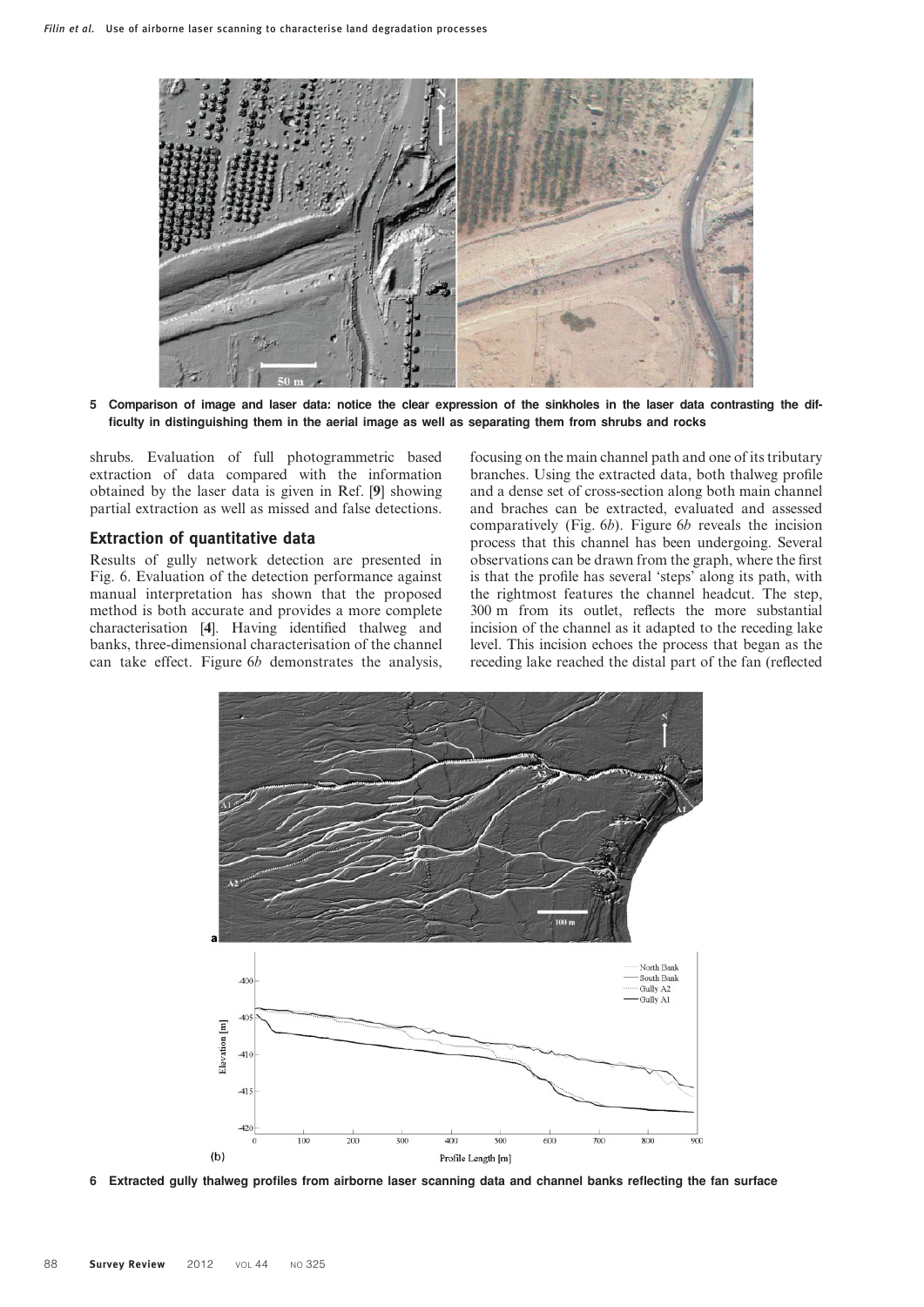5 Comparison of image and laser data: notice the clear expression of the sinkholes in the laser data contrasting the difficulty in distinguishing them in the aerial image as well as separating them from shrubs and rocks

shrubs. Evaluation of full photogrammetric based extraction of data compared with the information obtained by the laser data is given in Ref. [9] showing partial extraction as well as missed and false detections.

## Extraction of quantitative data

Results of gully network detection are presented in Fig. 6. Evaluation of the detection performance against manual interpretation has shown that the proposed method is both accurate and provides a more complete characterisation [4]. Having identified thalweg and banks, three-dimensional characterisation of the channel can take effect. Figure 6*b* demonstrates the analysis, focusing on the main channel path and one of its tributary branches. Using the extracted data, both thalweg profile and a dense set of cross-section along both main channel and braches can be extracted, evaluated and assessed comparatively (Fig. 6*b*). Figure 6*b* reveals the incision process that this channel has been undergoing. Several observations can be drawn from the graph, where the first is that the profile has several 'steps' along its path, with the rightmost features the channel headcut. The step, 300 m from its outlet, reflects the more substantial incision of the channel as it adapted to the receding lake level. This incision echoes the process that began as the receding lake reached the distal part of the fan (reflected

6 Extracted gully thalweg profiles from airborne laser scanning data and channel banks reflecting the fan surface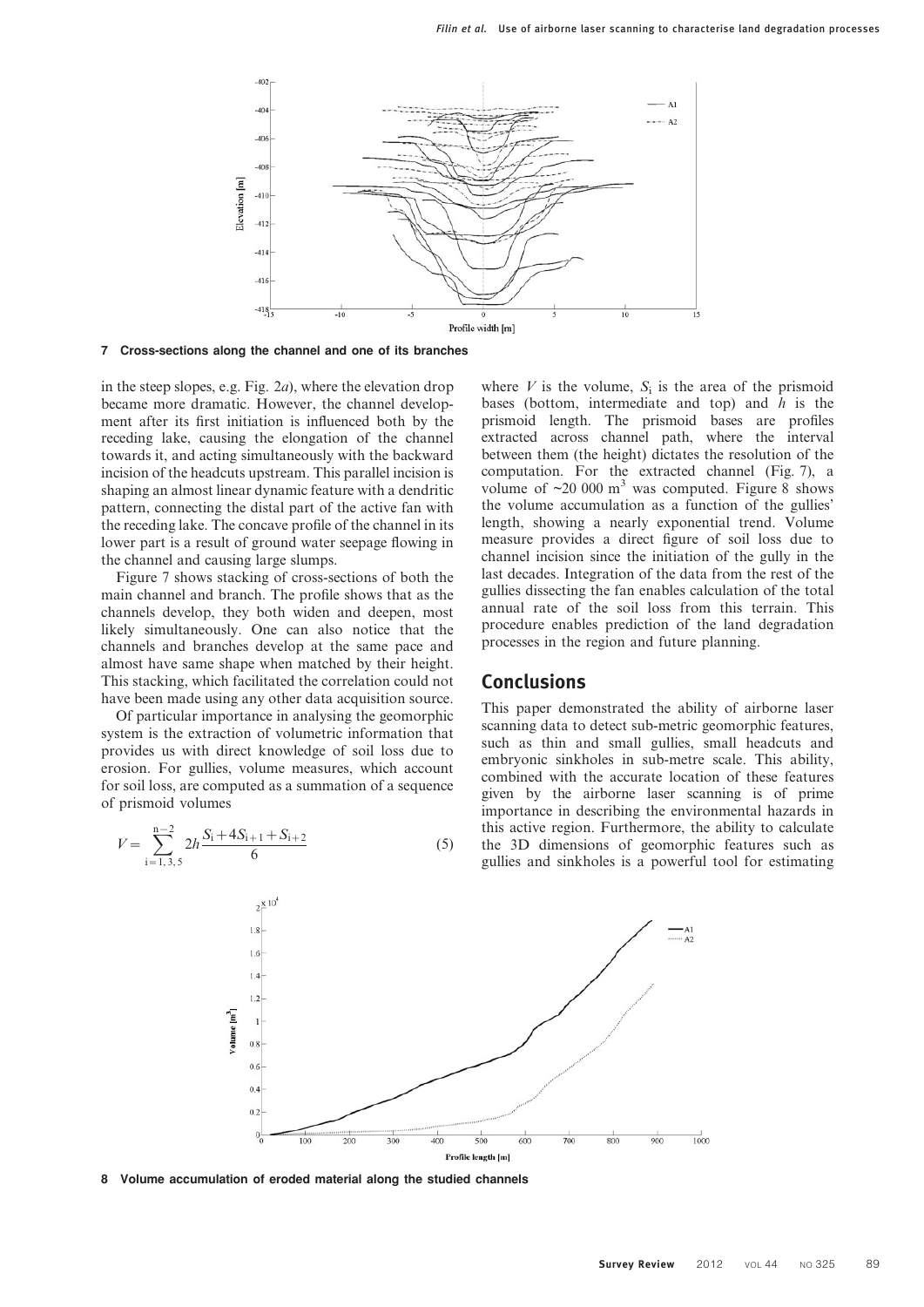7 Cross-sections along the channel and one of its branches

in the steep slopes, e.g. Fig. 2*a*), where the elevation drop became more dramatic. However, the channel development after its first initiation is influenced both by the receding lake, causing the elongation of the channel towards it, and acting simultaneously with the backward incision of the headcuts upstream. This parallel incision is shaping an almost linear dynamic feature with a dendritic pattern, connecting the distal part of the active fan with the receding lake. The concave profile of the channel in its lower part is a result of ground water seepage flowing in the channel and causing large slumps.

Figure 7 shows stacking of cross-sections of both the main channel and branch. The profile shows that as the channels develop, they both widen and deepen, most likely simultaneously. One can also notice that the channels and branches develop at the same pace and almost have same shape when matched by their height. This stacking, which facilitated the correlation could not have been made using any other data acquisition source.

Of particular importance in analysing the geomorphic system is the extraction of volumetric information that provides us with direct knowledge of soil loss due to erosion. For gullies, volume measures, which account for soil loss, are computed as a summation of a sequence of prismoid volumes

$$V = \sum_{i=1,3,5}^{n-2} 2h\frac{S_i + 4S_{i+1} + S_{i+2}}{6} \tag{5}$$

where $V$ is the volume, $S_i$ is the area of the prismoid bases (bottom, intermediate and top) and $h$ is the prismoid length. The prismoid bases are profiles extracted across channel path, where the interval between them (the height) dictates the resolution of the computation. For the extracted channel (Fig. 7), a volume of ~20 000 m$^3$ was computed. Figure 8 shows the volume accumulation as a function of the gullies' length, showing a nearly exponential trend. Volume measure provides a direct figure of soil loss due to channel incision since the initiation of the gully in the last decades. Integration of the data from the rest of the gullies dissecting the fan enables calculation of the total annual rate of the soil loss from this terrain. This procedure enables prediction of the land degradation processes in the region and future planning.

## Conclusions

This paper demonstrated the ability of airborne laser scanning data to detect sub-metric geomorphic features, such as thin and small gullies, small headcuts and embryonic sinkholes in sub-metre scale. This ability, combined with the accurate location of these features given by the airborne laser scanning is of prime importance in describing the environmental hazards in this active region. Furthermore, the ability to calculate the 3D dimensions of geomorphic features such as gullies and sinkholes is a powerful tool for estimating

8 Volume accumulation of eroded material along the studied channels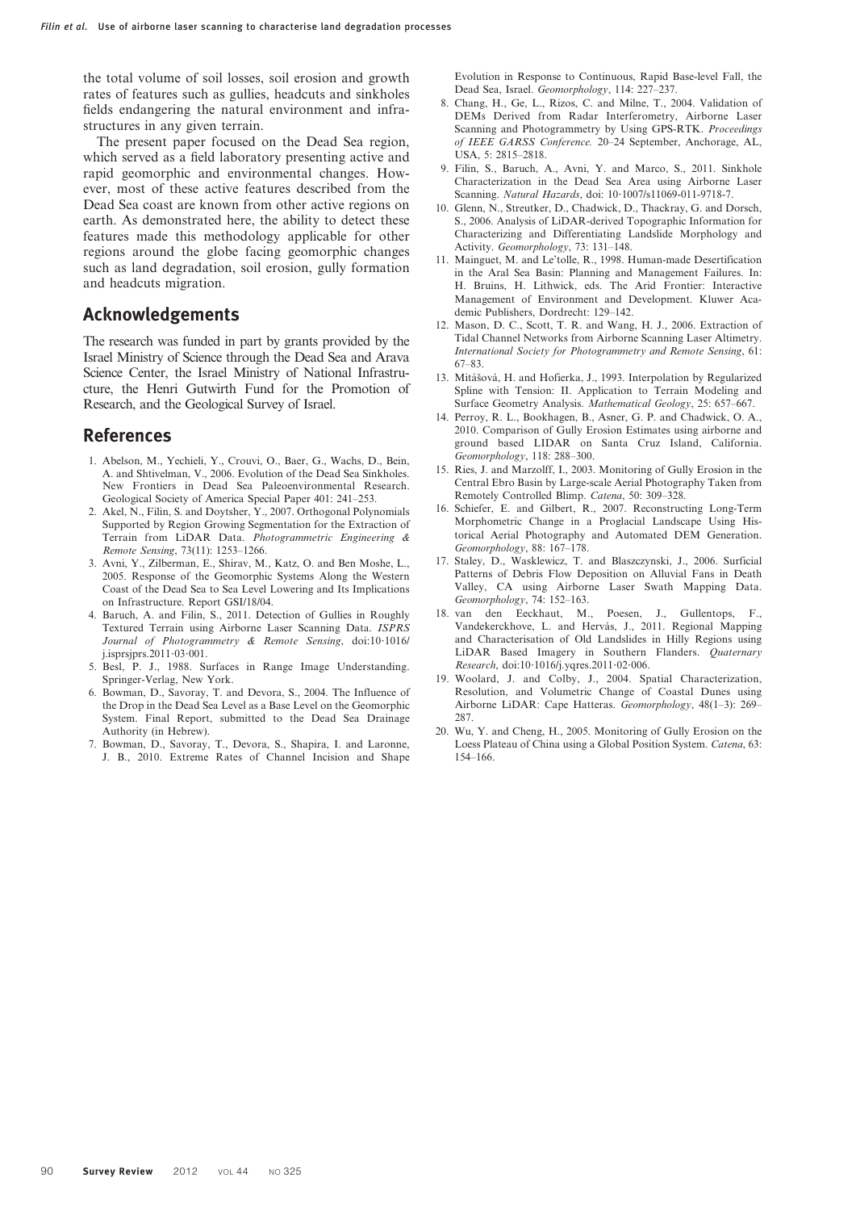the total volume of soil losses, soil erosion and growth rates of features such as gullies, headcuts and sinkholes fields endangering the natural environment and infrastructures in any given terrain.

The present paper focused on the Dead Sea region, which served as a field laboratory presenting active and rapid geomorphic and environmental changes. However, most of these active features described from the Dead Sea coast are known from other active regions on earth. As demonstrated here, the ability to detect these features made this methodology applicable for other regions around the globe facing geomorphic changes such as land degradation, soil erosion, gully formation and headcuts migration.

## Acknowledgements

The research was funded in part by grants provided by the Israel Ministry of Science through the Dead Sea and Arava Science Center, the Israel Ministry of National Infrastructure, the Henri Gutwirth Fund for the Promotion of Research, and the Geological Survey of Israel.

## References

1. Abelson, M., Yechieli, Y., Crouvi, O., Baer, G., Wachs, D., Bein, A. and Shtivelman, V., 2006. Evolution of the Dead Sea Sinkholes. New Frontiers in Dead Sea Paleoenvironmental Research. Geological Society of America Special Paper 401: 241–253.
2. Akel, N., Filin, S. and Doytsher, Y., 2007. Orthogonal Polynomials Supported by Region Growing Segmentation for the Extraction of Terrain from LiDAR Data. *Photogrammetric Engineering & Remote Sensing*, 73(11): 1253–1266.
3. Avni, Y., Zilberman, E., Shirav, M., Katz, O. and Ben Moshe, L., 2005. Response of the Geomorphic Systems Along the Western Coast of the Dead Sea to Sea Level Lowering and Its Implications on Infrastructure. Report GSI/18/04.
4. Baruch, A. and Filin, S., 2011. Detection of Gullies in Roughly Textured Terrain using Airborne Laser Scanning Data. *ISPRS Journal of Photogrammetry & Remote Sensing*, doi:10·1016/j.isprsjprs.2011·03·001.
5. Besl, P. J., 1988. Surfaces in Range Image Understanding. Springer-Verlag, New York.
6. Bowman, D., Savoray, T. and Devora, S., 2004. The Influence of the Drop in the Dead Sea Level as a Base Level on the Geomorphic System. Final Report, submitted to the Dead Sea Drainage Authority (in Hebrew).
7. Bowman, D., Savoray, T., Devora, S., Shapira, I. and Laronne, J. B., 2010. Extreme Rates of Channel Incision and Shape Evolution in Response to Continuous, Rapid Base-level Fall, the Dead Sea, Israel. *Geomorphology*, 114: 227–237.
8. Chang, H., Ge, L., Rizos, C. and Milne, T., 2004. Validation of DEMs Derived from Radar Interferometry, Airborne Laser Scanning and Photogrammetry by Using GPS-RTK. *Proceedings of IEEE GARSS Conference.* 20–24 September, Anchorage, AL, USA, 5: 2815–2818.
9. Filin, S., Baruch, A., Avni, Y. and Marco, S., 2011. Sinkhole Characterization in the Dead Sea Area using Airborne Laser Scanning. *Natural Hazards*, doi: 10·1007/s11069-011-9718-7.
10. Glenn, N., Streutker, D., Chadwick, D., Thackray, G. and Dorsch, S., 2006. Analysis of LiDAR-derived Topographic Information for Characterizing and Differentiating Landslide Morphology and Activity. *Geomorphology*, 73: 131–148.
11. Mainguet, M. and Le'tolle, R., 1998. Human-made Desertification in the Aral Sea Basin: Planning and Management Failures. In: H. Bruins, H. Lithwick, eds. The Arid Frontier: Interactive Management of Environment and Development. Kluwer Academic Publishers, Dordrecht: 129–142.
12. Mason, D. C., Scott, T. R. and Wang, H. J., 2006. Extraction of Tidal Channel Networks from Airborne Scanning Laser Altimetry. *International Society for Photogrammetry and Remote Sensing*, 61: 67–83.
13. Mitášová, H. and Hofierka, J., 1993. Interpolation by Regularized Spline with Tension: II. Application to Terrain Modeling and Surface Geometry Analysis. *Mathematical Geology*, 25: 657–667.
14. Perroy, R. L., Bookhagen, B., Asner, G. P. and Chadwick, O. A., 2010. Comparison of Gully Erosion Estimates using airborne and ground based LIDAR on Santa Cruz Island, California. *Geomorphology*, 118: 288–300.
15. Ries, J. and Marzolff, I., 2003. Monitoring of Gully Erosion in the Central Ebro Basin by Large-scale Aerial Photography Taken from Remotely Controlled Blimp. *Catena*, 50: 309–328.
16. Schiefer, E. and Gilbert, R., 2007. Reconstructing Long-Term Morphometric Change in a Proglacial Landscape Using Historical Aerial Photography and Automated DEM Generation. *Geomorphology*, 88: 167–178.
17. Staley, D., Wasklewicz, T. and Blaszczynski, J., 2006. Surficial Patterns of Debris Flow Deposition on Alluvial Fans in Death Valley, CA using Airborne Laser Swath Mapping Data. *Geomorphology*, 74: 152–163.
18. van den Eeckhaut, M., Poesen, J., Gullentops, F., Vandekerckhove, L. and Hervás, J., 2011. Regional Mapping and Characterisation of Old Landslides in Hilly Regions using LiDAR Based Imagery in Southern Flanders. *Quaternary Research*, doi:10·1016/j.yqres.2011·02·006.
19. Woolard, J. and Colby, J., 2004. Spatial Characterization, Resolution, and Volumetric Change of Coastal Dunes using Airborne LiDAR: Cape Hatteras. *Geomorphology*, 48(1–3): 269–287.
20. Wu, Y. and Cheng, H., 2005. Monitoring of Gully Erosion on the Loess Plateau of China using a Global Position System. *Catena*, 63: 154–166.